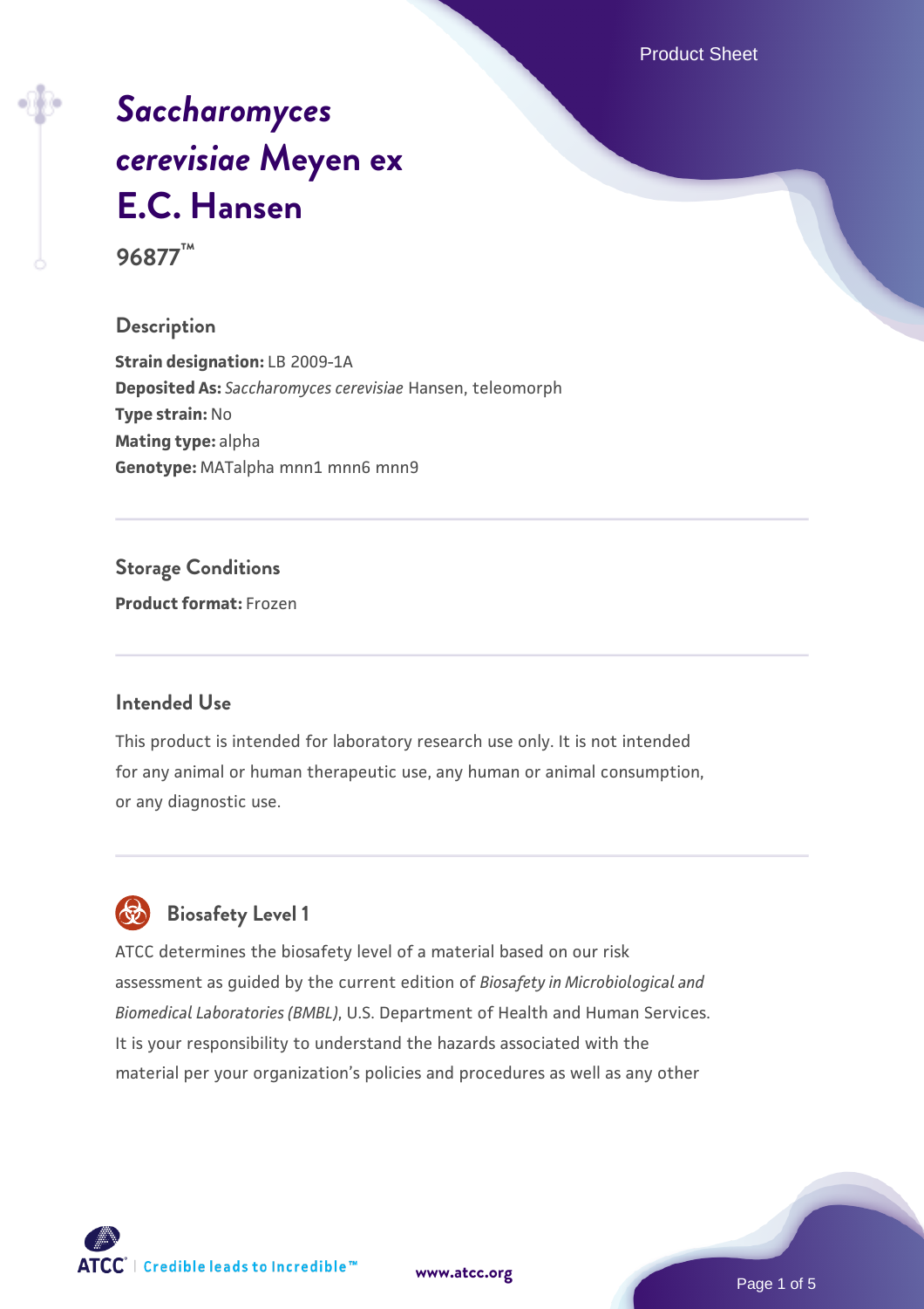# *Saccharomyces cerevisiae* Meyen ex E.C. Hansen

**96877™**

## Description

**Strain designation:** LB 2009-1A
**Deposited As:** *Saccharomyces cerevisiae* Hansen, teleomorph
**Type strain:** No
**Mating type:** alpha
**Genotype:** MATalpha mnn1 mnn6 mnn9

## Storage Conditions

**Product format:** Frozen

## Intended Use

This product is intended for laboratory research use only. It is not intended for any animal or human therapeutic use, any human or animal consumption, or any diagnostic use.

## Biosafety Level 1

ATCC determines the biosafety level of a material based on our risk assessment as guided by the current edition of *Biosafety in Microbiological and Biomedical Laboratories (BMBL)*, U.S. Department of Health and Human Services. It is your responsibility to understand the hazards associated with the material per your organization's policies and procedures as well as any other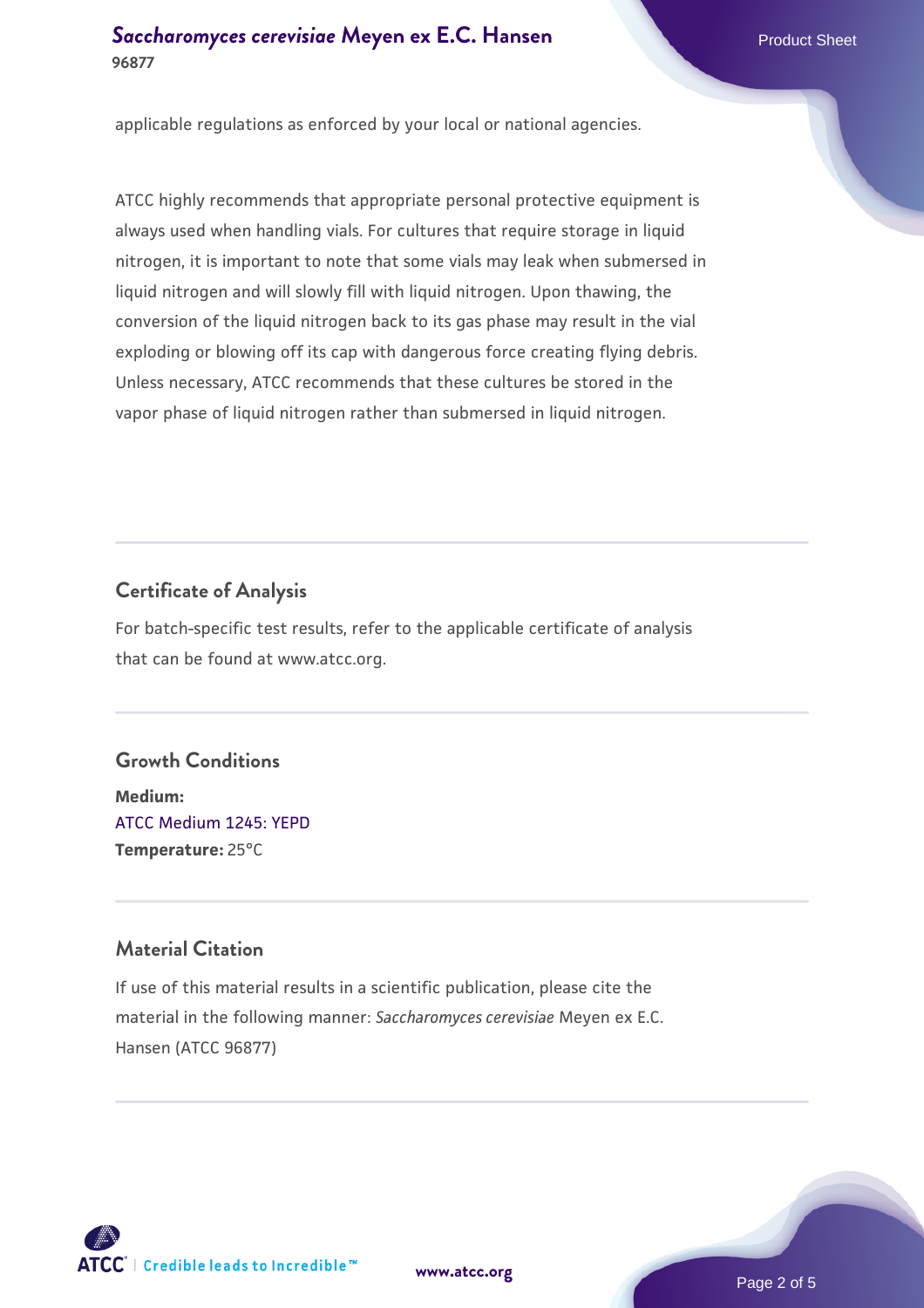applicable regulations as enforced by your local or national agencies.

ATCC highly recommends that appropriate personal protective equipment is always used when handling vials. For cultures that require storage in liquid nitrogen, it is important to note that some vials may leak when submersed in liquid nitrogen and will slowly fill with liquid nitrogen. Upon thawing, the conversion of the liquid nitrogen back to its gas phase may result in the vial exploding or blowing off its cap with dangerous force creating flying debris. Unless necessary, ATCC recommends that these cultures be stored in the vapor phase of liquid nitrogen rather than submersed in liquid nitrogen.

## Certificate of Analysis

For batch-specific test results, refer to the applicable certificate of analysis that can be found at www.atcc.org.

## Growth Conditions

**Medium:**
ATCC Medium 1245: YEPD
**Temperature:** 25°C

## Material Citation

If use of this material results in a scientific publication, please cite the material in the following manner: *Saccharomyces cerevisiae* Meyen ex E.C. Hansen (ATCC 96877)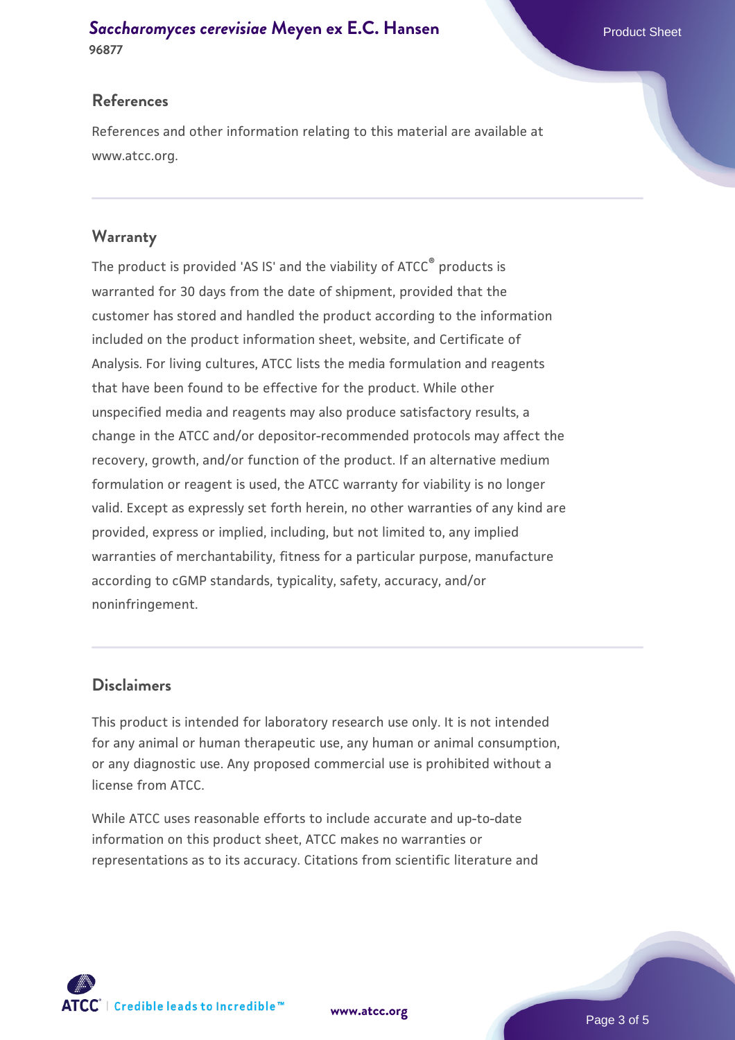## References

References and other information relating to this material are available at www.atcc.org.

## Warranty

The product is provided 'AS IS' and the viability of ATCC® products is warranted for 30 days from the date of shipment, provided that the customer has stored and handled the product according to the information included on the product information sheet, website, and Certificate of Analysis. For living cultures, ATCC lists the media formulation and reagents that have been found to be effective for the product. While other unspecified media and reagents may also produce satisfactory results, a change in the ATCC and/or depositor-recommended protocols may affect the recovery, growth, and/or function of the product. If an alternative medium formulation or reagent is used, the ATCC warranty for viability is no longer valid. Except as expressly set forth herein, no other warranties of any kind are provided, express or implied, including, but not limited to, any implied warranties of merchantability, fitness for a particular purpose, manufacture according to cGMP standards, typicality, safety, accuracy, and/or noninfringement.

## Disclaimers

This product is intended for laboratory research use only. It is not intended for any animal or human therapeutic use, any human or animal consumption, or any diagnostic use. Any proposed commercial use is prohibited without a license from ATCC.

While ATCC uses reasonable efforts to include accurate and up-to-date information on this product sheet, ATCC makes no warranties or representations as to its accuracy. Citations from scientific literature and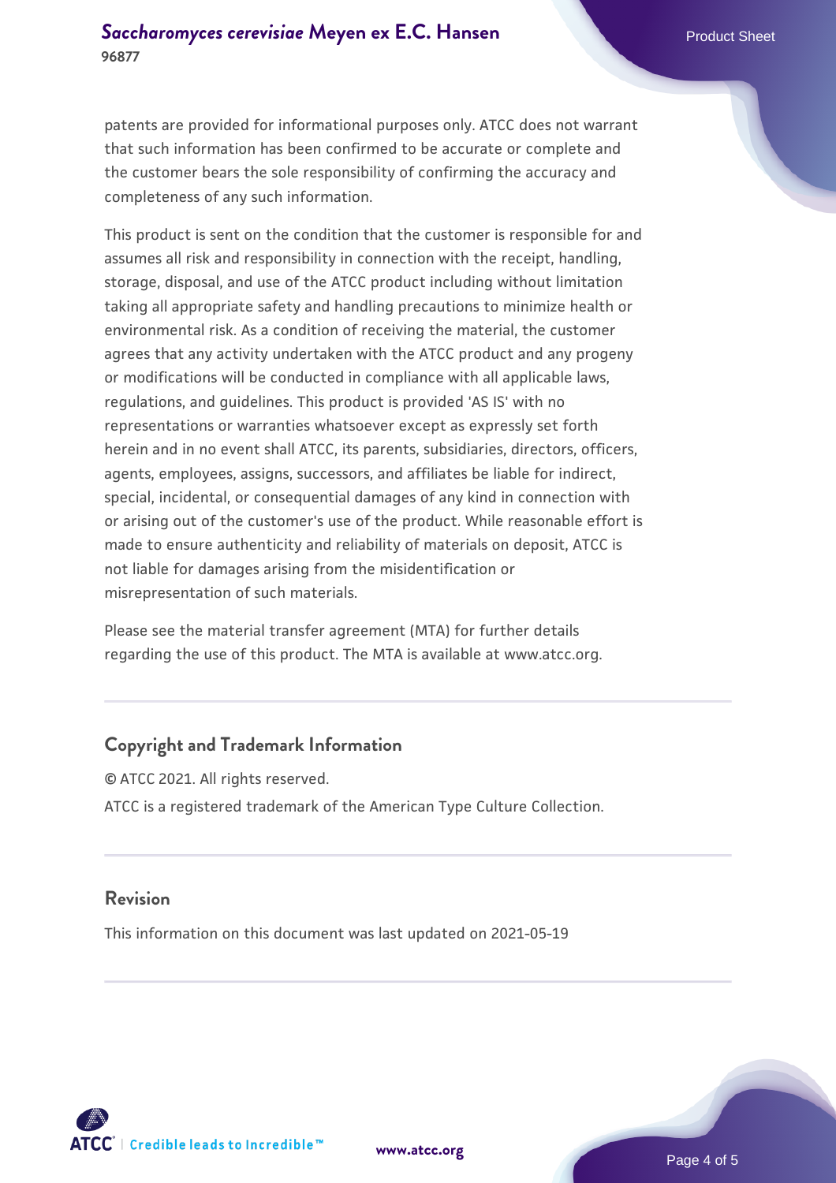patents are provided for informational purposes only. ATCC does not warrant that such information has been confirmed to be accurate or complete and the customer bears the sole responsibility of confirming the accuracy and completeness of any such information.

This product is sent on the condition that the customer is responsible for and assumes all risk and responsibility in connection with the receipt, handling, storage, disposal, and use of the ATCC product including without limitation taking all appropriate safety and handling precautions to minimize health or environmental risk. As a condition of receiving the material, the customer agrees that any activity undertaken with the ATCC product and any progeny or modifications will be conducted in compliance with all applicable laws, regulations, and guidelines. This product is provided 'AS IS' with no representations or warranties whatsoever except as expressly set forth herein and in no event shall ATCC, its parents, subsidiaries, directors, officers, agents, employees, assigns, successors, and affiliates be liable for indirect, special, incidental, or consequential damages of any kind in connection with or arising out of the customer's use of the product. While reasonable effort is made to ensure authenticity and reliability of materials on deposit, ATCC is not liable for damages arising from the misidentification or misrepresentation of such materials.

Please see the material transfer agreement (MTA) for further details regarding the use of this product. The MTA is available at www.atcc.org.

## Copyright and Trademark Information

© ATCC 2021. All rights reserved.

ATCC is a registered trademark of the American Type Culture Collection.

## Revision

This information on this document was last updated on 2021-05-19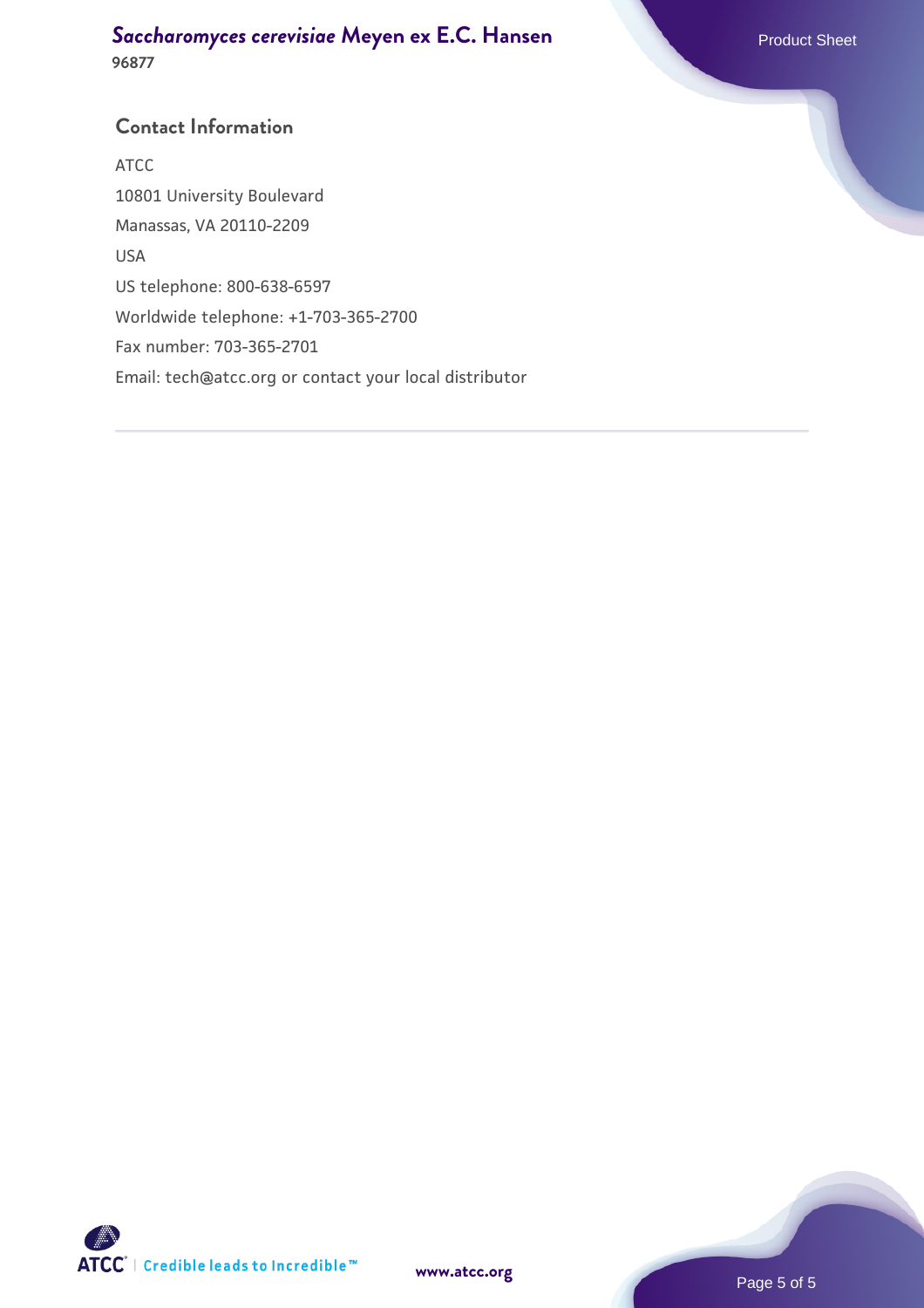## Contact Information

ATCC
10801 University Boulevard
Manassas, VA 20110-2209
USA
US telephone: 800-638-6597
Worldwide telephone: +1-703-365-2700
Fax number: 703-365-2701
Email: tech@atcc.org or contact your local distributor